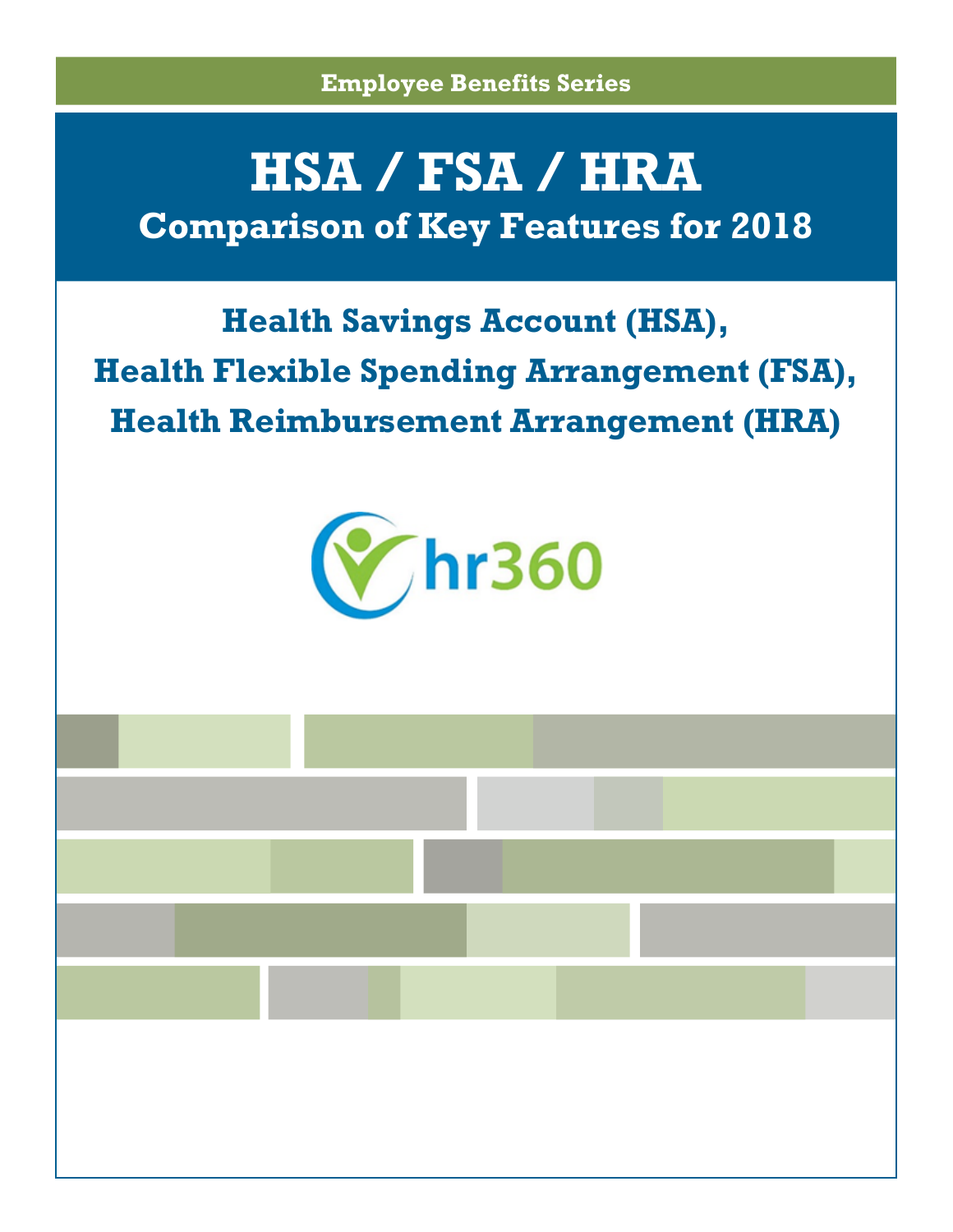Employee Benefits Series

# HSA / FSA / HRA

## Comparison of Key Features for 2018

## Health Savings Account (HSA),
## Health Flexible Spending Arrangement (FSA),
## Health Reimbursement Arrangement (HRA)

hr360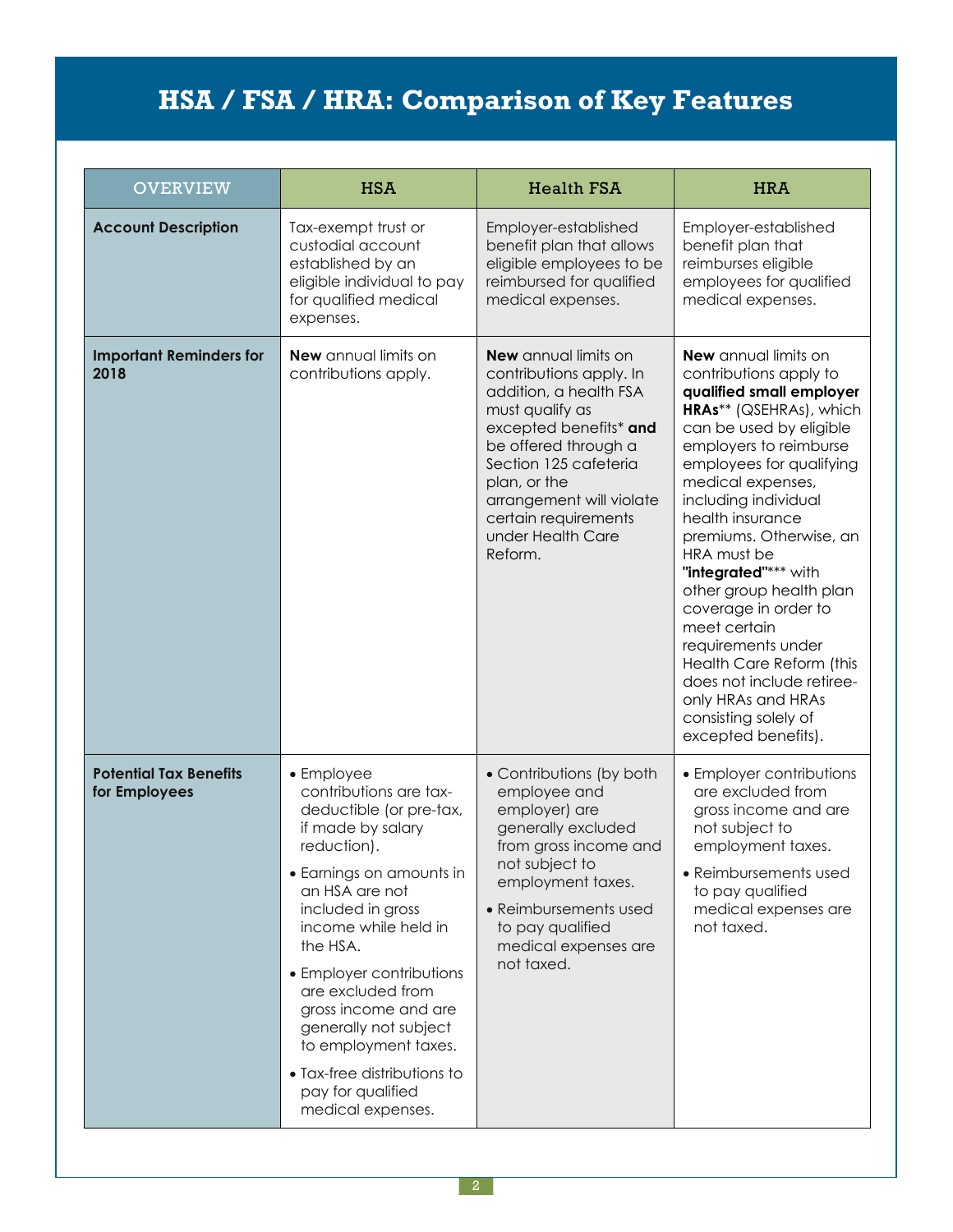# HSA / FSA / HRA: Comparison of Key Features

| OVERVIEW | HSA | Health FSA | HRA |
|---|---|---|---|
| **Account Description** | Tax-exempt trust or custodial account established by an eligible individual to pay for qualified medical expenses. | Employer-established benefit plan that allows eligible employees to be reimbursed for qualified medical expenses. | Employer-established benefit plan that reimburses eligible employees for qualified medical expenses. |
| **Important Reminders for 2018** | **New** annual limits on contributions apply. | **New** annual limits on contributions apply. In addition, a health FSA must qualify as excepted benefits* **and** be offered through a Section 125 cafeteria plan, or the arrangement will violate certain requirements under Health Care Reform. | **New** annual limits on contributions apply to **qualified small employer HRAs**** (QSEHRAs), which can be used by eligible employers to reimburse employees for qualifying medical expenses, including individual health insurance premiums. Otherwise, an HRA must be **"integrated"***** with other group health plan coverage in order to meet certain requirements under Health Care Reform (this does not include retiree-only HRAs and HRAs consisting solely of excepted benefits). |
| **Potential Tax Benefits for Employees** | • Employee contributions are tax-deductible (or pre-tax, if made by salary reduction).<br>• Earnings on amounts in an HSA are not included in gross income while held in the HSA.<br>• Employer contributions are excluded from gross income and are generally not subject to employment taxes.<br>• Tax-free distributions to pay for qualified medical expenses. | • Contributions (by both employee and employer) are generally excluded from gross income and not subject to employment taxes.<br>• Reimbursements used to pay qualified medical expenses are not taxed. | • Employer contributions are excluded from gross income and are not subject to employment taxes.<br>• Reimbursements used to pay qualified medical expenses are not taxed. |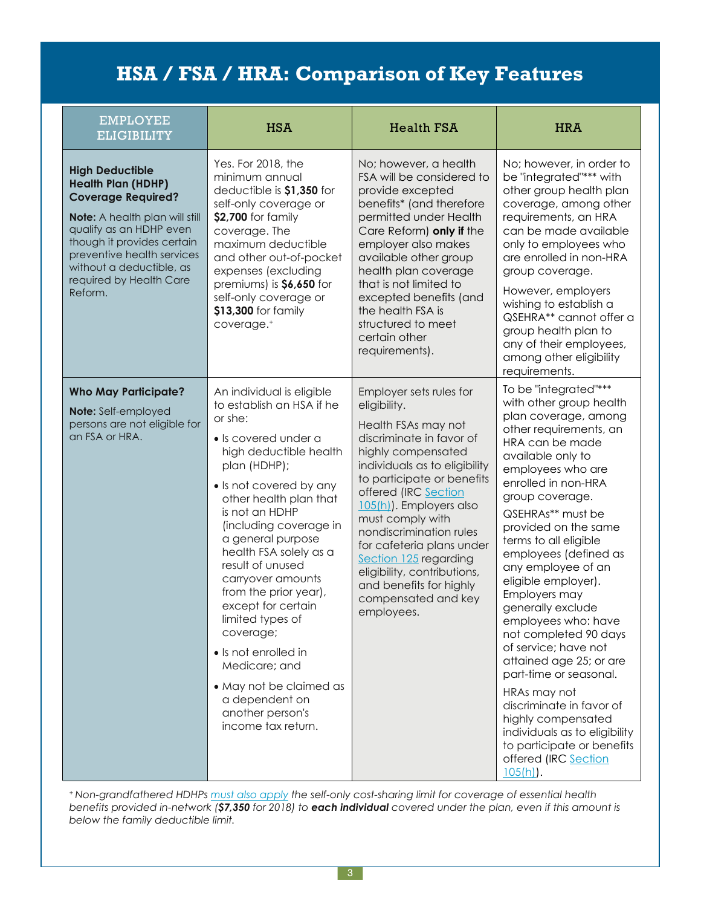# HSA / FSA / HRA: Comparison of Key Features

| EMPLOYEE ELIGIBILITY | HSA | Health FSA | HRA |
|---|---|---|---|
| **High Deductible Health Plan (HDHP) Coverage Required?**<br><br>**Note:** A health plan will still qualify as an HDHP even though it provides certain preventive health services without a deductible, as required by Health Care Reform. | Yes. For 2018, the minimum annual deductible is **$1,350** for self-only coverage or **$2,700** for family coverage. The maximum deductible and other out-of-pocket expenses (excluding premiums) is **$6,650** for self-only coverage or **$13,300** for family coverage.⁺ | No; however, a health FSA will be considered to provide excepted benefits* (and therefore permitted under Health Care Reform) **only if** the employer also makes available other group health plan coverage that is not limited to excepted benefits (and the health FSA is structured to meet certain other requirements). | No; however, in order to be "integrated"*** with other group health plan coverage, among other requirements, an HRA can be made available only to employees who are enrolled in non-HRA group coverage.<br><br>However, employers wishing to establish a QSEHRA** cannot offer a group health plan to any of their employees, among other eligibility requirements. |
| **Who May Participate?**<br><br>**Note:** Self-employed persons are not eligible for an FSA or HRA. | An individual is eligible to establish an HSA if he or she:<br><br>• Is covered under a high deductible health plan (HDHP);<br><br>• Is not covered by any other health plan that is not an HDHP (including coverage in a general purpose health FSA solely as a result of unused carryover amounts from the prior year), except for certain limited types of coverage;<br><br>• Is not enrolled in Medicare; and<br><br>• May not be claimed as a dependent on another person's income tax return. | Employer sets rules for eligibility.<br><br>Health FSAs may not discriminate in favor of highly compensated individuals as to eligibility to participate or benefits offered (IRC Section 105(h)). Employers also must comply with nondiscrimination rules for cafeteria plans under Section 125 regarding eligibility, contributions, and benefits for highly compensated and key employees. | To be "integrated"*** with other group health plan coverage, among other requirements, an HRA can be made available only to employees who are enrolled in non-HRA group coverage.<br><br>QSEHRAs** must be provided on the same terms to all eligible employees (defined as any employee of an eligible employer). Employers may generally exclude employees who: have not completed 90 days of service; have not attained age 25; or are part-time or seasonal.<br><br>HRAs may not discriminate in favor of highly compensated individuals as to eligibility to participate or benefits offered (IRC Section 105(h)). |

*⁺ Non-grandfathered HDHPs must also apply the self-only cost-sharing limit for coverage of essential health benefits provided in-network (**$7,350** for 2018) to **each individual** covered under the plan, even if this amount is below the family deductible limit.*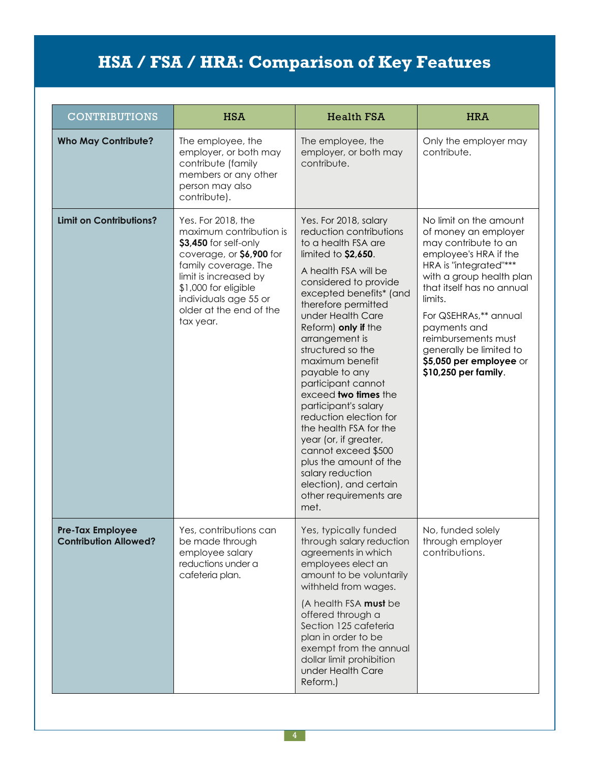# HSA / FSA / HRA: Comparison of Key Features

| CONTRIBUTIONS | HSA | Health FSA | HRA |
|---|---|---|---|
| **Who May Contribute?** | The employee, the employer, or both may contribute (family members or any other person may also contribute). | The employee, the employer, or both may contribute. | Only the employer may contribute. |
| **Limit on Contributions?** | Yes. For 2018, the maximum contribution is **$3,450** for self-only coverage, or **$6,900** for family coverage. The limit is increased by $1,000 for eligible individuals age 55 or older at the end of the tax year. | Yes. For 2018, salary reduction contributions to a health FSA are limited to **$2,650**.<br><br>A health FSA will be considered to provide excepted benefits* (and therefore permitted under Health Care Reform) **only if** the arrangement is structured so the maximum benefit payable to any participant cannot exceed **two times** the participant's salary reduction election for the health FSA for the year (or, if greater, cannot exceed $500 plus the amount of the salary reduction election), and certain other requirements are met. | No limit on the amount of money an employer may contribute to an employee's HRA if the HRA is "integrated"*** with a group health plan that itself has no annual limits.<br><br>For QSEHRAs,** annual payments and reimbursements must generally be limited to **$5,050 per employee** or **$10,250 per family**. |
| **Pre-Tax Employee Contribution Allowed?** | Yes, contributions can be made through employee salary reductions under a cafeteria plan. | Yes, typically funded through salary reduction agreements in which employees elect an amount to be voluntarily withheld from wages.<br><br>(A health FSA **must** be offered through a Section 125 cafeteria plan in order to be exempt from the annual dollar limit prohibition under Health Care Reform.) | No, funded solely through employer contributions. |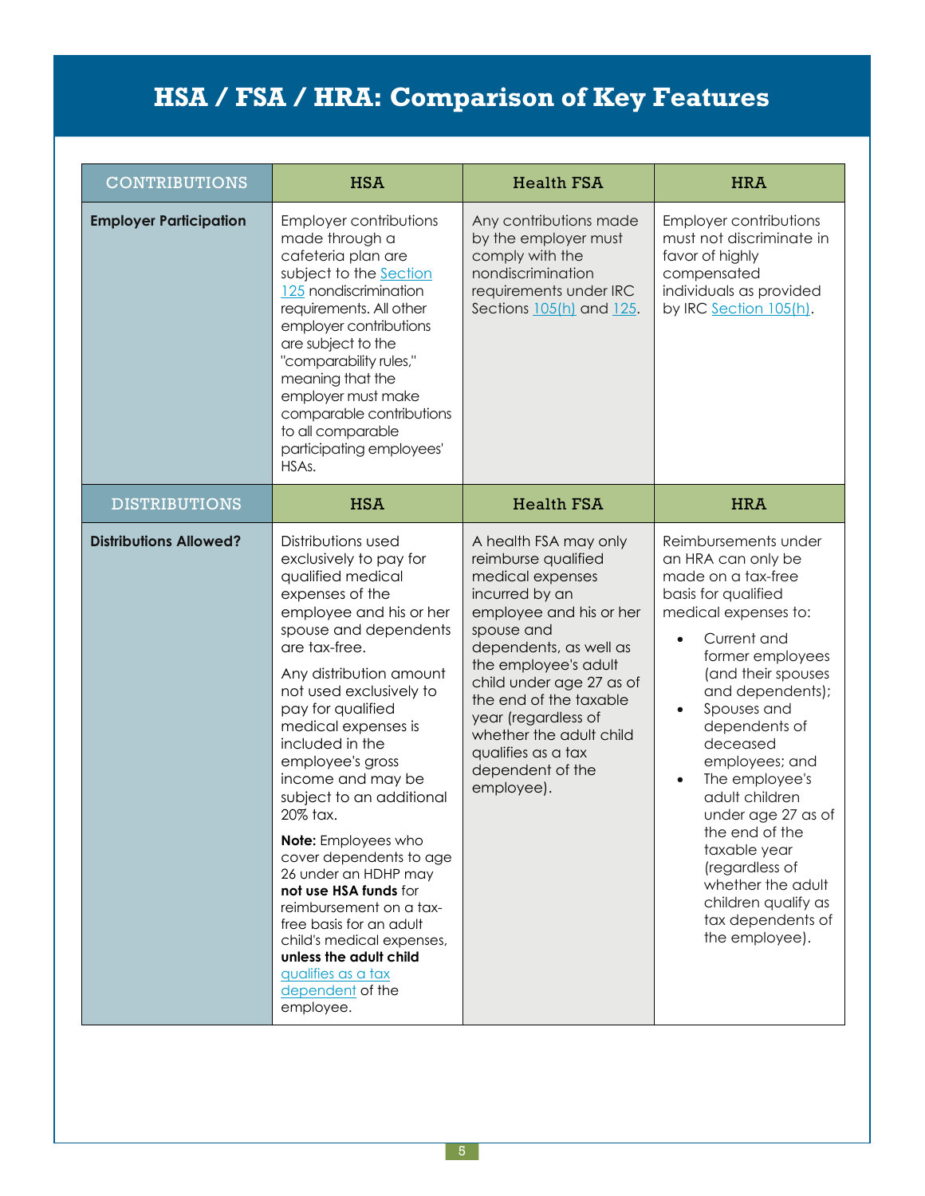# HSA / FSA / HRA: Comparison of Key Features

| CONTRIBUTIONS | HSA | Health FSA | HRA |
|---|---|---|---|
| **Employer Participation** | Employer contributions made through a cafeteria plan are subject to the Section 125 nondiscrimination requirements. All other employer contributions are subject to the "comparability rules," meaning that the employer must make comparable contributions to all comparable participating employees' HSAs. | Any contributions made by the employer must comply with the nondiscrimination requirements under IRC Sections 105(h) and 125. | Employer contributions must not discriminate in favor of highly compensated individuals as provided by IRC Section 105(h). |
| **DISTRIBUTIONS** | **HSA** | **Health FSA** | **HRA** |
| **Distributions Allowed?** | Distributions used exclusively to pay for qualified medical expenses of the employee and his or her spouse and dependents are tax-free.<br><br>Any distribution amount not used exclusively to pay for qualified medical expenses is included in the employee's gross income and may be subject to an additional 20% tax.<br><br>**Note:** Employees who cover dependents to age 26 under an HDHP may **not use HSA funds** for reimbursement on a tax-free basis for an adult child's medical expenses, **unless the adult child** qualifies as a tax dependent of the employee. | A health FSA may only reimburse qualified medical expenses incurred by an employee and his or her spouse and dependents, as well as the employee's adult child under age 27 as of the end of the taxable year (regardless of whether the adult child qualifies as a tax dependent of the employee). | Reimbursements under an HRA can only be made on a tax-free basis for qualified medical expenses to:<br>• Current and former employees (and their spouses and dependents);<br>• Spouses and dependents of deceased employees; and<br>• The employee's adult children under age 27 as of the end of the taxable year (regardless of whether the adult children qualify as tax dependents of the employee). |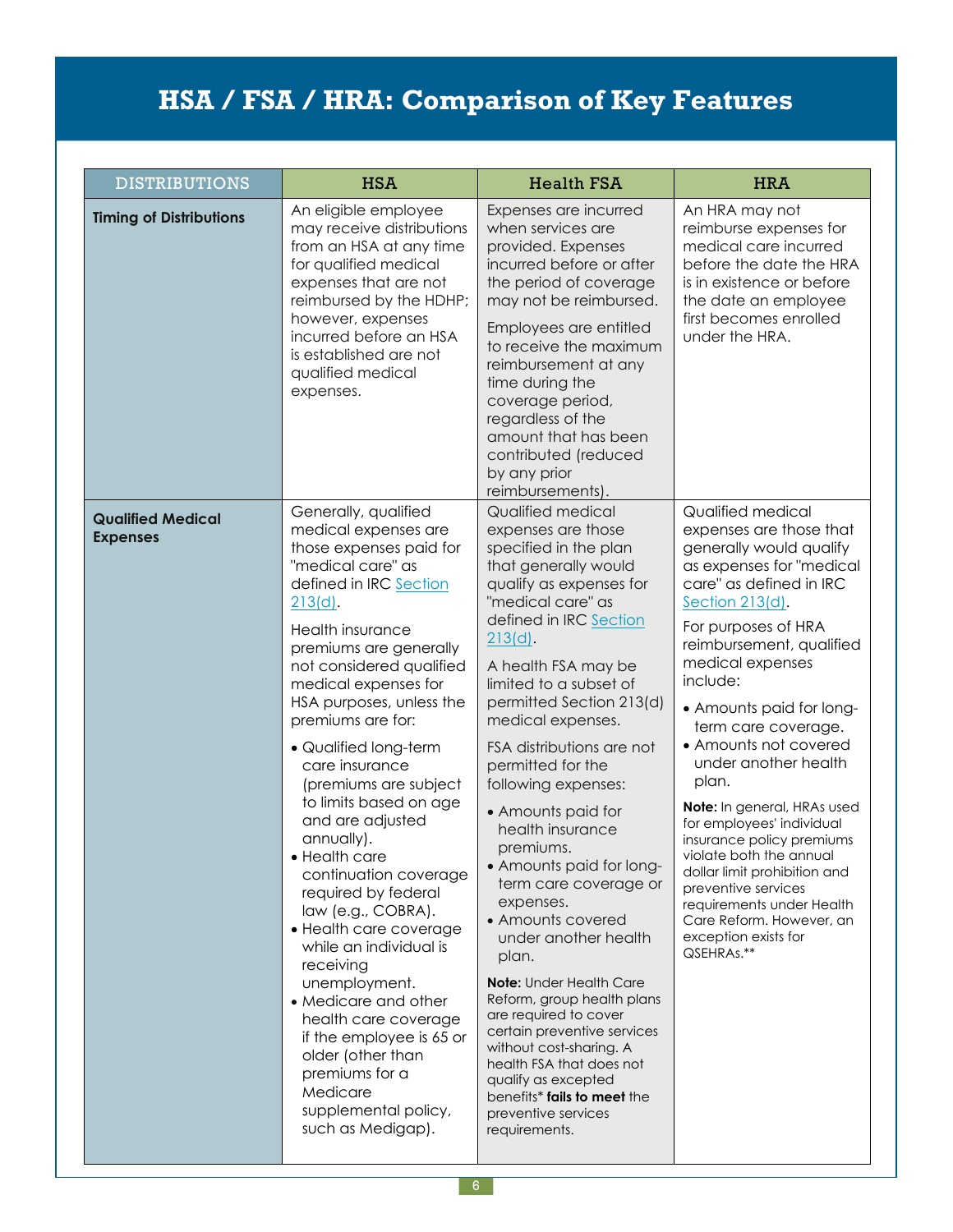# HSA / FSA / HRA: Comparison of Key Features

| DISTRIBUTIONS | HSA | Health FSA | HRA |
|---|---|---|---|
| **Timing of Distributions** | An eligible employee may receive distributions from an HSA at any time for qualified medical expenses that are not reimbursed by the HDHP; however, expenses incurred before an HSA is established are not qualified medical expenses. | Expenses are incurred when services are provided. Expenses incurred before or after the period of coverage may not be reimbursed.<br><br>Employees are entitled to receive the maximum reimbursement at any time during the coverage period, regardless of the amount that has been contributed (reduced by any prior reimbursements). | An HRA may not reimburse expenses for medical care incurred before the date the HRA is in existence or before the date an employee first becomes enrolled under the HRA. |
| **Qualified Medical Expenses** | Generally, qualified medical expenses are those expenses paid for "medical care" as defined in IRC [Section 213(d)](#).<br><br>Health insurance premiums are generally not considered qualified medical expenses for HSA purposes, unless the premiums are for:<br><br>• Qualified long-term care insurance (premiums are subject to limits based on age and are adjusted annually).<br>• Health care continuation coverage required by federal law (e.g., COBRA).<br>• Health care coverage while an individual is receiving unemployment.<br>• Medicare and other health care coverage if the employee is 65 or older (other than premiums for a Medicare supplemental policy, such as Medigap). | Qualified medical expenses are those specified in the plan that generally would qualify as expenses for "medical care" as defined in IRC [Section 213(d)](#).<br><br>A health FSA may be limited to a subset of permitted Section 213(d) medical expenses.<br><br>FSA distributions are not permitted for the following expenses:<br><br>• Amounts paid for health insurance premiums.<br>• Amounts paid for long-term care coverage or expenses.<br>• Amounts covered under another health plan.<br><br>**Note:** Under Health Care Reform, group health plans are required to cover certain preventive services without cost-sharing. A health FSA that does not qualify as excepted benefits* **fails to meet** the preventive services requirements. | Qualified medical expenses are those that generally would qualify as expenses for "medical care" as defined in IRC [Section 213(d)](#).<br><br>For purposes of HRA reimbursement, qualified medical expenses include:<br><br>• Amounts paid for long-term care coverage.<br>• Amounts not covered under another health plan.<br><br>**Note:** In general, HRAs used for employees' individual insurance policy premiums violate both the annual dollar limit prohibition and preventive services requirements under Health Care Reform. However, an exception exists for QSEHRAs.** |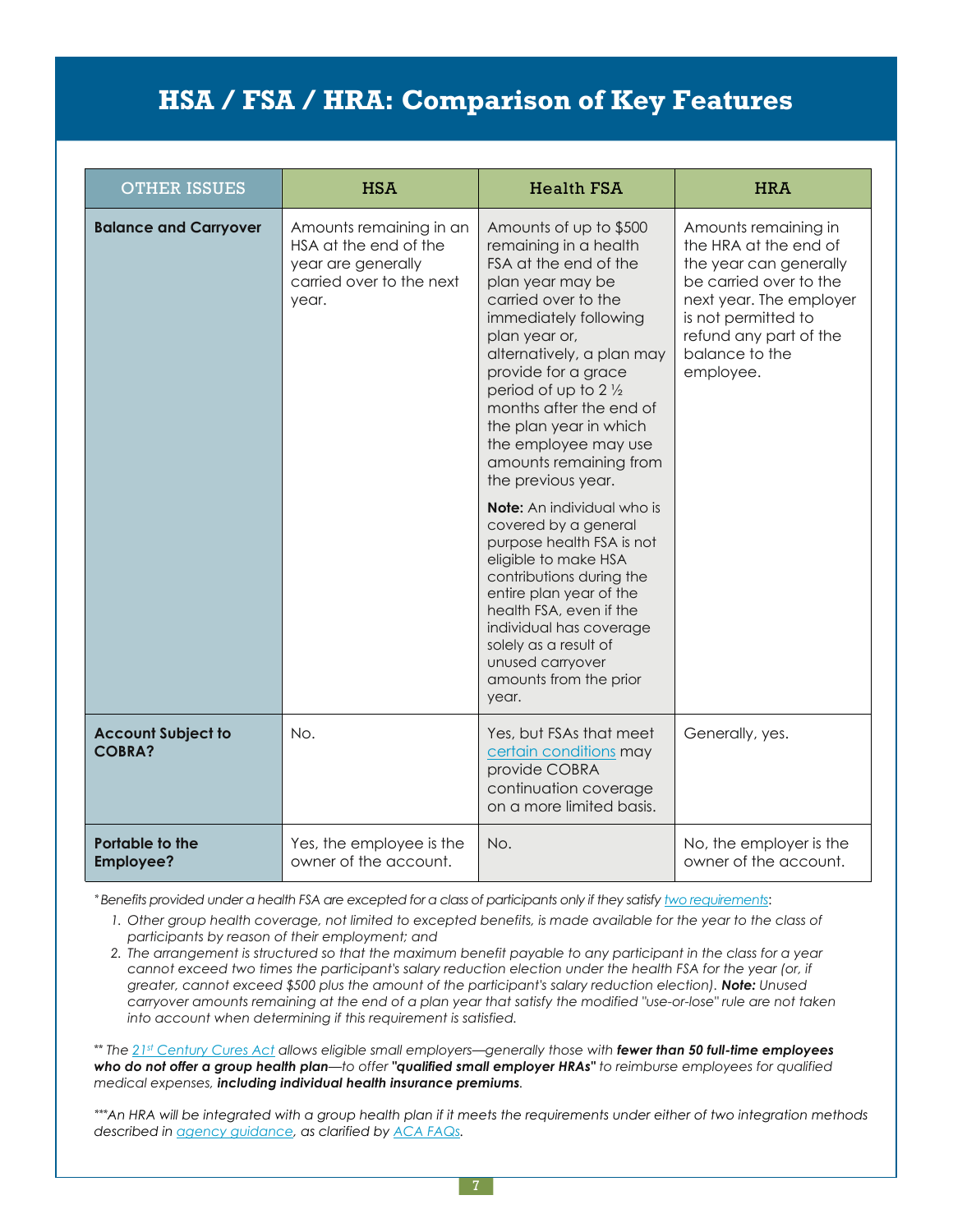# HSA / FSA / HRA: Comparison of Key Features

| OTHER ISSUES | HSA | Health FSA | HRA |
|---|---|---|---|
| **Balance and Carryover** | Amounts remaining in an HSA at the end of the year are generally carried over to the next year. | Amounts of up to $500 remaining in a health FSA at the end of the plan year may be carried over to the immediately following plan year or, alternatively, a plan may provide for a grace period of up to 2 ½ months after the end of the plan year in which the employee may use amounts remaining from the previous year.<br><br>**Note:** An individual who is covered by a general purpose health FSA is not eligible to make HSA contributions during the entire plan year of the health FSA, even if the individual has coverage solely as a result of unused carryover amounts from the prior year. | Amounts remaining in the HRA at the end of the year can generally be carried over to the next year. The employer is not permitted to refund any part of the balance to the employee. |
| **Account Subject to COBRA?** | No. | Yes, but FSAs that meet certain conditions may provide COBRA continuation coverage on a more limited basis. | Generally, yes. |
| **Portable to the Employee?** | Yes, the employee is the owner of the account. | No. | No, the employer is the owner of the account. |

*\* Benefits provided under a health FSA are excepted for a class of participants only if they satisfy two requirements:*

1. *Other group health coverage, not limited to excepted benefits, is made available for the year to the class of participants by reason of their employment; and*
2. *The arrangement is structured so that the maximum benefit payable to any participant in the class for a year cannot exceed two times the participant's salary reduction election under the health FSA for the year (or, if greater, cannot exceed $500 plus the amount of the participant's salary reduction election).* ***Note:*** *Unused carryover amounts remaining at the end of a plan year that satisfy the modified "use-or-lose" rule are not taken into account when determining if this requirement is satisfied.*

*\*\* The 21st Century Cures Act allows eligible small employers—generally those with* ***fewer than 50 full-time employees who do not offer a group health plan****—to offer* ***"qualified small employer HRAs"*** *to reimburse employees for qualified medical expenses,* ***including individual health insurance premiums****.*

*\*\*\*An HRA will be integrated with a group health plan if it meets the requirements under either of two integration methods described in agency guidance, as clarified by ACA FAQs.*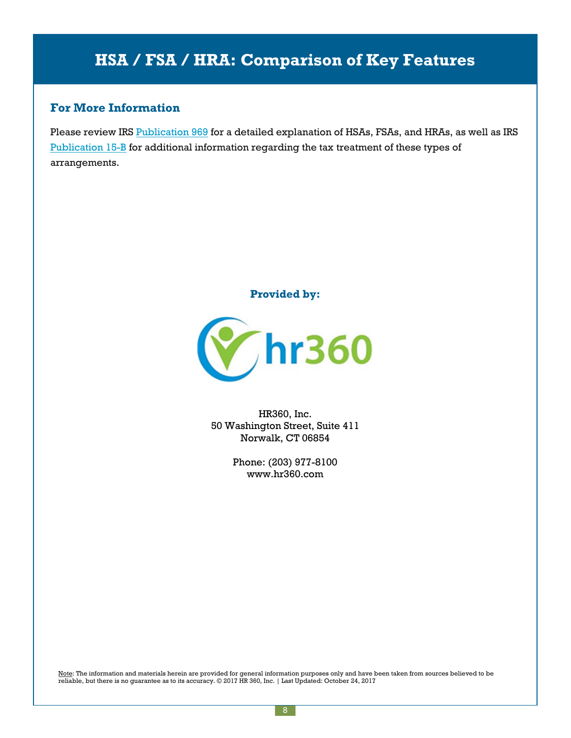# HSA / FSA / HRA: Comparison of Key Features

## For More Information

Please review IRS Publication 969 for a detailed explanation of HSAs, FSAs, and HRAs, as well as IRS Publication 15-B for additional information regarding the tax treatment of these types of arrangements.

**Provided by:**

HR360, Inc.
50 Washington Street, Suite 411
Norwalk, CT 06854

Phone: (203) 977-8100
www.hr360.com

Note: The information and materials herein are provided for general information purposes only and have been taken from sources believed to be reliable, but there is no guarantee as to its accuracy. © 2017 HR 360, Inc. | Last Updated: October 24, 2017